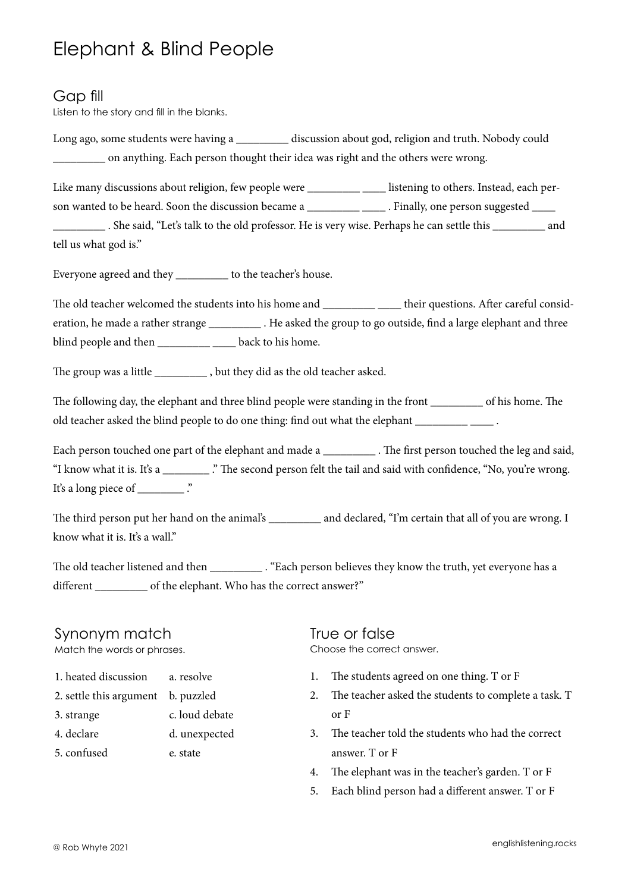# Elephant & Blind People

## Gap fill

Listen to the story and fill in the blanks.

Long ago, some students were having a _________ discussion about god, religion and truth. Nobody could _________ on anything. Each person thought their idea was right and the others were wrong.

Like many discussions about religion, few people were _________ ____ listening to others. Instead, each person wanted to be heard. Soon the discussion became a _________ ____ . Finally, one person suggested ____ _________ . She said, "Let's talk to the old professor. He is very wise. Perhaps he can settle this _________ and tell us what god is."

Everyone agreed and they _________ to the teacher's house.

The old teacher welcomed the students into his home and _________ ____ their questions. After careful consideration, he made a rather strange _________ . He asked the group to go outside, find a large elephant and three blind people and then _________ ____ back to his home.

The group was a little _________ , but they did as the old teacher asked.

The following day, the elephant and three blind people were standing in the front _________ of his home. The old teacher asked the blind people to do one thing: find out what the elephant _________ ____ .

Each person touched one part of the elephant and made a _________ . The first person touched the leg and said, "I know what it is. It's a ________ ." The second person felt the tail and said with confidence, "No, you're wrong. It's a long piece of ________ ."

The third person put her hand on the animal's _________ and declared, "I'm certain that all of you are wrong. I know what it is. It's a wall."

The old teacher listened and then _________ . "Each person believes they know the truth, yet everyone has a different _________ of the elephant. Who has the correct answer?"

## Synonym match

Match the words or phrases.

| | |
|---|---|
| 1. heated discussion | a. resolve |
| 2. settle this argument | b. puzzled |
| 3. strange | c. loud debate |
| 4. declare | d. unexpected |
| 5. confused | e. state |

## True or false

Choose the correct answer.

1. The students agreed on one thing. T or F
2. The teacher asked the students to complete a task. T or F
3. The teacher told the students who had the correct answer. T or F
4. The elephant was in the teacher's garden. T or F
5. Each blind person had a different answer. T or F

© Rob Whyte 2021

englishlistening.rocks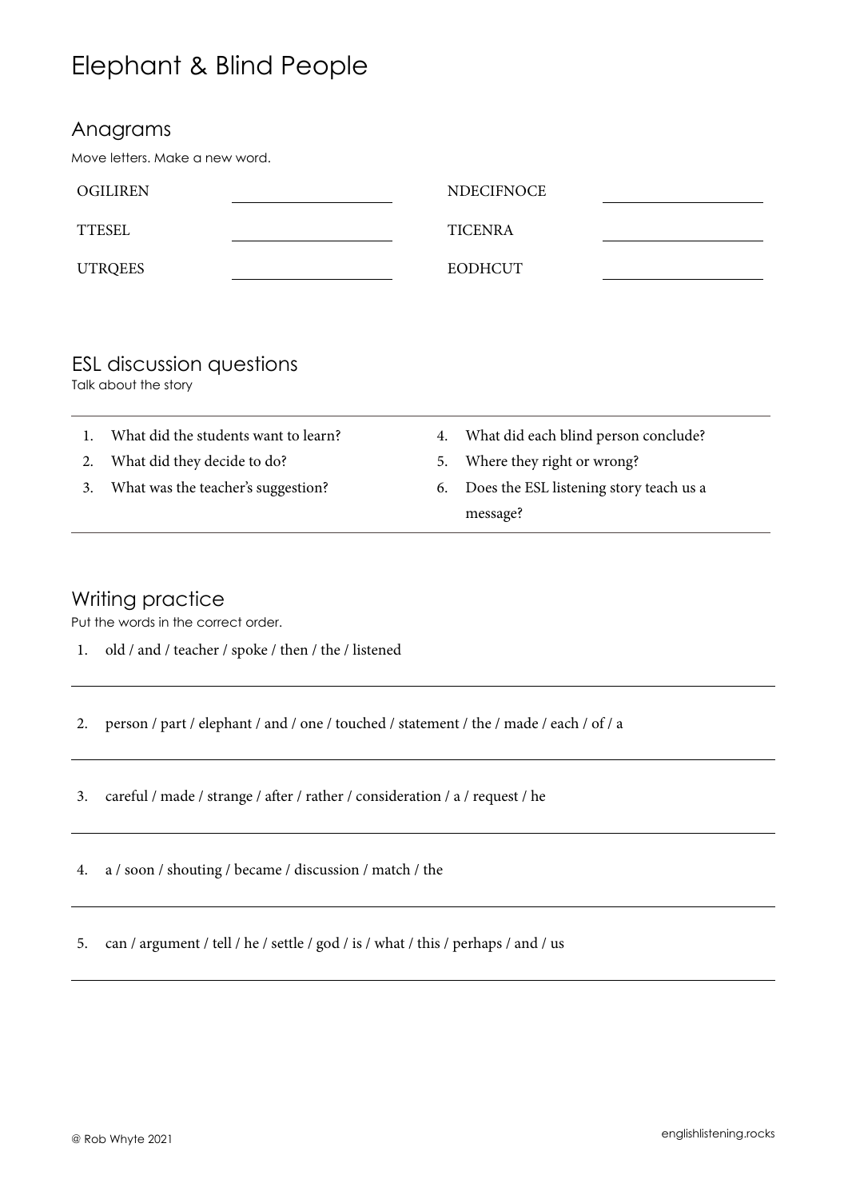# Elephant & Blind People

## Anagrams

Move letters. Make a new word.

| | | | |
|---|---|---|---|
| OGILIREN | ____________ | NDECIFNOCE | ____________ |
| TTESEL | ____________ | TICENRA | ____________ |
| UTRQEES | ____________ | EODHCUT | ____________ |

## ESL discussion questions

Talk about the story

1. What did the students want to learn?
2. What did they decide to do?
3. What was the teacher's suggestion?
4. What did each blind person conclude?
5. Where they right or wrong?
6. Does the ESL listening story teach us a message?

## Writing practice

Put the words in the correct order.

1. old / and / teacher / spoke / then / the / listened

2. person / part / elephant / and / one / touched / statement / the / made / each / of / a

3. careful / made / strange / after / rather / consideration / a / request / he

4. a / soon / shouting / became / discussion / match / the

5. can / argument / tell / he / settle / god / is / what / this / perhaps / and / us

© Rob Whyte 2021

englishlistening.rocks